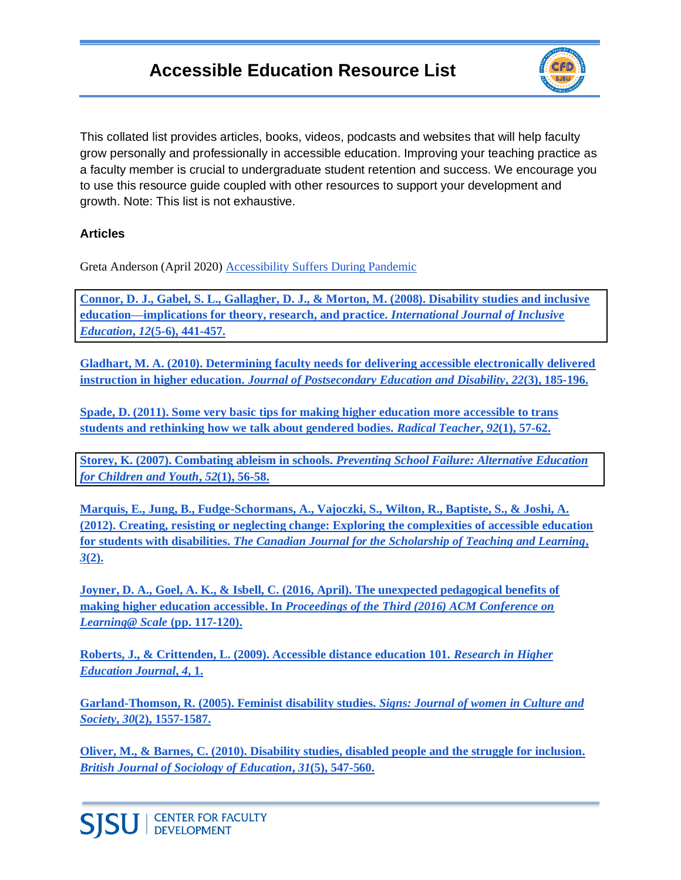# Accessible Education Resource List

This collated list provides articles, books, videos, podcasts and websites that will help faculty grow personally and professionally in accessible education. Improving your teaching practice as a faculty member is crucial to undergraduate student retention and success. We encourage you to use this resource guide coupled with other resources to support your development and growth. Note: This list is not exhaustive.

**Articles**

Greta Anderson (April 2020) Accessibility Suffers During Pandemic

**Connor, D. J., Gabel, S. L., Gallagher, D. J., & Morton, M. (2008). Disability studies and inclusive education—implications for theory, research, and practice. *International Journal of Inclusive Education*, *12*(5-6), 441-457.**

**Gladhart, M. A. (2010). Determining faculty needs for delivering accessible electronically delivered instruction in higher education. *Journal of Postsecondary Education and Disability*, *22*(3), 185-196.**

**Spade, D. (2011). Some very basic tips for making higher education more accessible to trans students and rethinking how we talk about gendered bodies. *Radical Teacher*, *92*(1), 57-62.**

**Storey, K. (2007). Combating ableism in schools. *Preventing School Failure: Alternative Education for Children and Youth*, *52*(1), 56-58.**

**Marquis, E., Jung, B., Fudge-Schormans, A., Vajoczki, S., Wilton, R., Baptiste, S., & Joshi, A. (2012). Creating, resisting or neglecting change: Exploring the complexities of accessible education for students with disabilities. *The Canadian Journal for the Scholarship of Teaching and Learning*, *3*(2).**

**Joyner, D. A., Goel, A. K., & Isbell, C. (2016, April). The unexpected pedagogical benefits of making higher education accessible. In *Proceedings of the Third (2016) ACM Conference on Learning@ Scale* (pp. 117-120).**

**Roberts, J., & Crittenden, L. (2009). Accessible distance education 101. *Research in Higher Education Journal*, *4*, 1.**

**Garland-Thomson, R. (2005). Feminist disability studies. *Signs: Journal of women in Culture and Society*, *30*(2), 1557-1587.**

**Oliver, M., & Barnes, C. (2010). Disability studies, disabled people and the struggle for inclusion. *British Journal of Sociology of Education*, *31*(5), 547-560.**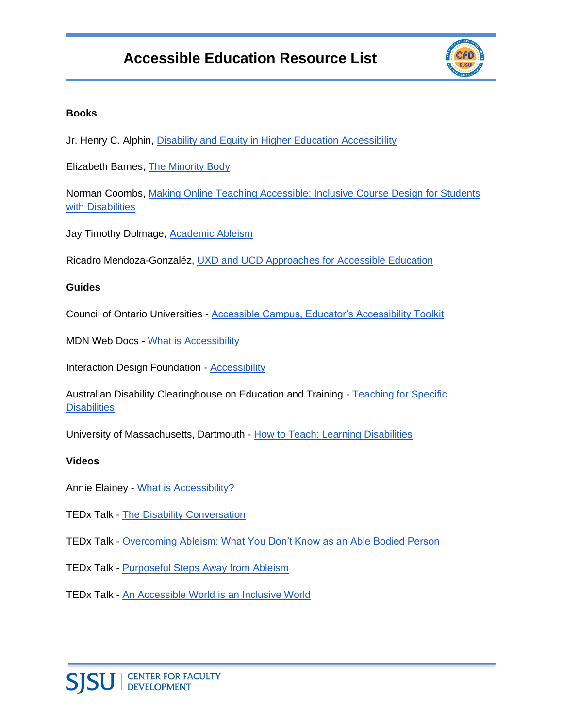# Accessible Education Resource List

**Books**

Jr. Henry C. Alphin, Disability and Equity in Higher Education Accessibility

Elizabeth Barnes, The Minority Body

Norman Coombs, Making Online Teaching Accessible: Inclusive Course Design for Students with Disabilities

Jay Timothy Dolmage, Academic Ableism

Ricadro Mendoza-Gonzaléz, UXD and UCD Approaches for Accessible Education

**Guides**

Council of Ontario Universities - Accessible Campus, Educator's Accessibility Toolkit

MDN Web Docs - What is Accessibility

Interaction Design Foundation - Accessibility

Australian Disability Clearinghouse on Education and Training - Teaching for Specific Disabilities

University of Massachusetts, Dartmouth - How to Teach: Learning Disabilities

**Videos**

Annie Elainey - What is Accessibility?

TEDx Talk - The Disability Conversation

TEDx Talk - Overcoming Ableism: What You Don't Know as an Able Bodied Person

TEDx Talk - Purposeful Steps Away from Ableism

TEDx Talk - An Accessible World is an Inclusive World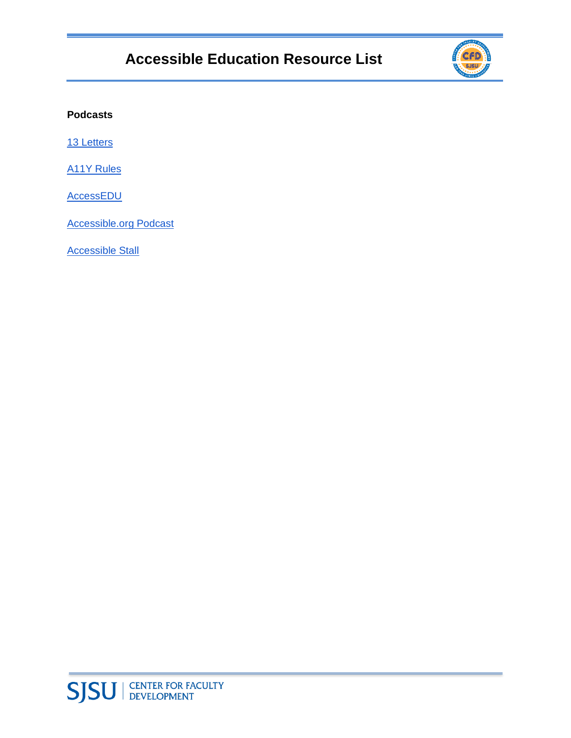# Accessible Education Resource List

**Podcasts**

13 Letters

A11Y Rules

AccessEDU

Accessible.org Podcast

Accessible Stall